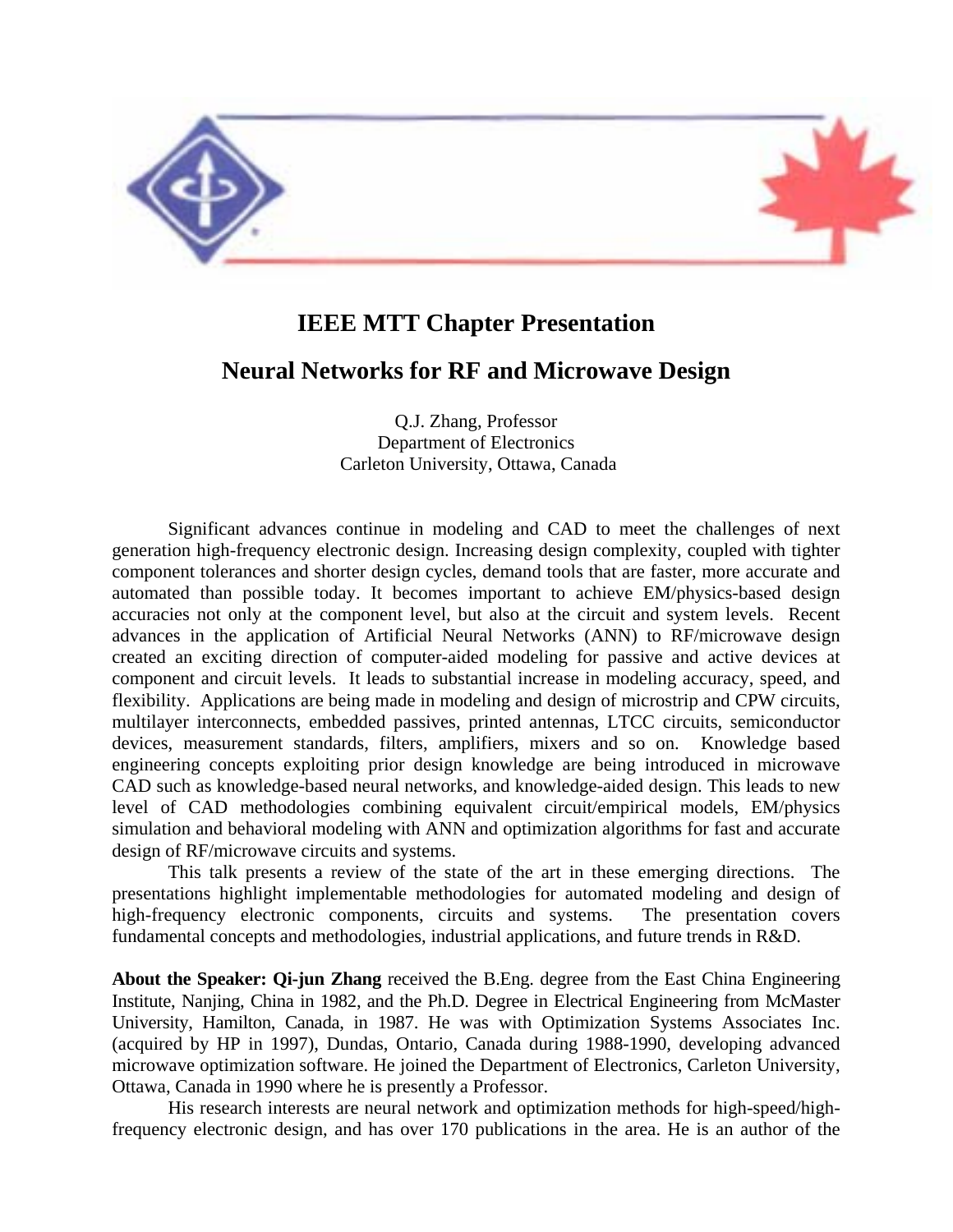# IEEE MTT Chapter Presentation

## Neural Networks for RF and Microwave Design

Q.J. Zhang, Professor
Department of Electronics
Carleton University, Ottawa, Canada

Significant advances continue in modeling and CAD to meet the challenges of next generation high-frequency electronic design. Increasing design complexity, coupled with tighter component tolerances and shorter design cycles, demand tools that are faster, more accurate and automated than possible today. It becomes important to achieve EM/physics-based design accuracies not only at the component level, but also at the circuit and system levels. Recent advances in the application of Artificial Neural Networks (ANN) to RF/microwave design created an exciting direction of computer-aided modeling for passive and active devices at component and circuit levels. It leads to substantial increase in modeling accuracy, speed, and flexibility. Applications are being made in modeling and design of microstrip and CPW circuits, multilayer interconnects, embedded passives, printed antennas, LTCC circuits, semiconductor devices, measurement standards, filters, amplifiers, mixers and so on. Knowledge based engineering concepts exploiting prior design knowledge are being introduced in microwave CAD such as knowledge-based neural networks, and knowledge-aided design. This leads to new level of CAD methodologies combining equivalent circuit/empirical models, EM/physics simulation and behavioral modeling with ANN and optimization algorithms for fast and accurate design of RF/microwave circuits and systems.

This talk presents a review of the state of the art in these emerging directions. The presentations highlight implementable methodologies for automated modeling and design of high-frequency electronic components, circuits and systems. The presentation covers fundamental concepts and methodologies, industrial applications, and future trends in R&D.

**About the Speaker: Qi-jun Zhang** received the B.Eng. degree from the East China Engineering Institute, Nanjing, China in 1982, and the Ph.D. Degree in Electrical Engineering from McMaster University, Hamilton, Canada, in 1987. He was with Optimization Systems Associates Inc. (acquired by HP in 1997), Dundas, Ontario, Canada during 1988-1990, developing advanced microwave optimization software. He joined the Department of Electronics, Carleton University, Ottawa, Canada in 1990 where he is presently a Professor.

His research interests are neural network and optimization methods for high-speed/high-frequency electronic design, and has over 170 publications in the area. He is an author of the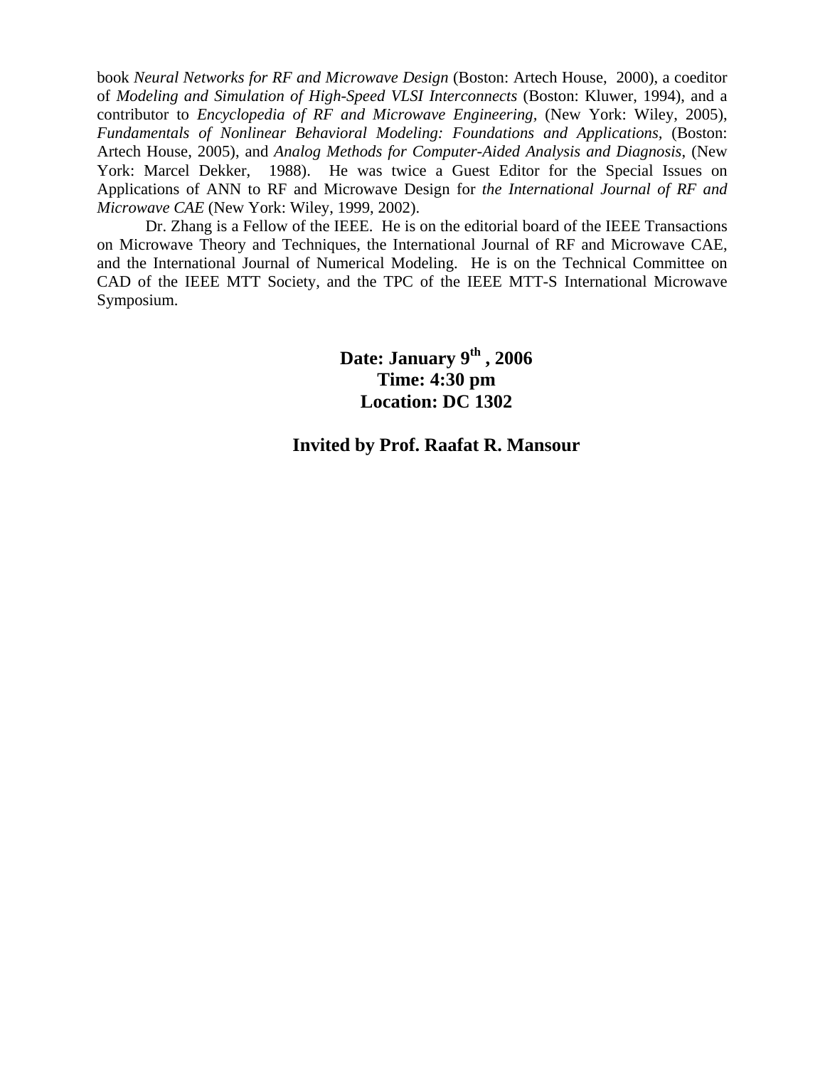book *Neural Networks for RF and Microwave Design* (Boston: Artech House, 2000), a coeditor of *Modeling and Simulation of High-Speed VLSI Interconnects* (Boston: Kluwer, 1994), and a contributor to *Encyclopedia of RF and Microwave Engineering*, (New York: Wiley, 2005), *Fundamentals of Nonlinear Behavioral Modeling: Foundations and Applications*, (Boston: Artech House, 2005), and *Analog Methods for Computer-Aided Analysis and Diagnosis*, (New York: Marcel Dekker, 1988). He was twice a Guest Editor for the Special Issues on Applications of ANN to RF and Microwave Design for *the International Journal of RF and Microwave CAE* (New York: Wiley, 1999, 2002).

Dr. Zhang is a Fellow of the IEEE. He is on the editorial board of the IEEE Transactions on Microwave Theory and Techniques, the International Journal of RF and Microwave CAE, and the International Journal of Numerical Modeling. He is on the Technical Committee on CAD of the IEEE MTT Society, and the TPC of the IEEE MTT-S International Microwave Symposium.

**Date: January 9th , 2006**
**Time: 4:30 pm**
**Location: DC 1302**

**Invited by Prof. Raafat R. Mansour**